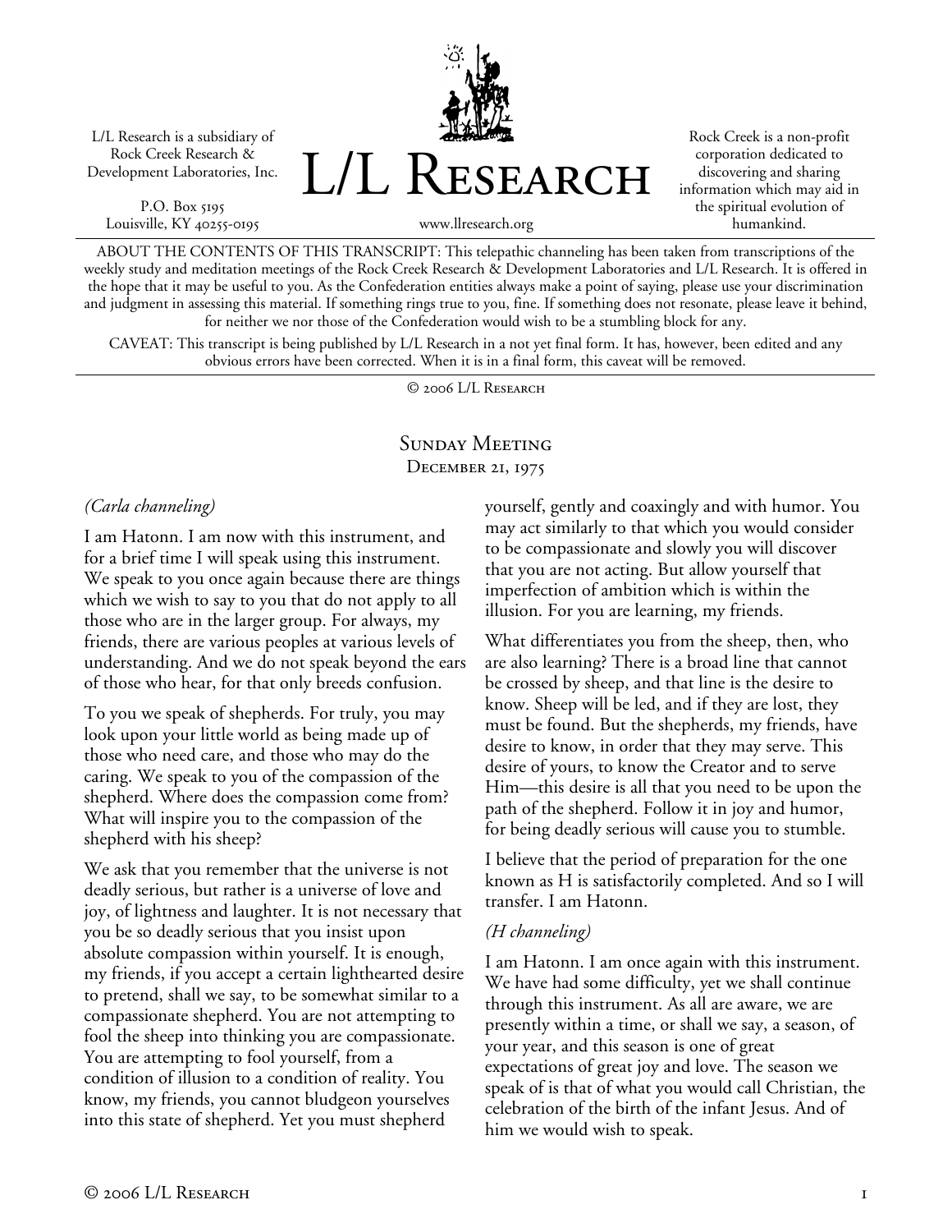L/L Research is a subsidiary of Rock Creek Research & Development Laboratories, Inc.

P.O. Box 5195
Louisville, KY 40255-0195

# L/L Research

www.llresearch.org

Rock Creek is a non-profit corporation dedicated to discovering and sharing information which may aid in the spiritual evolution of humankind.

ABOUT THE CONTENTS OF THIS TRANSCRIPT: This telepathic channeling has been taken from transcriptions of the weekly study and meditation meetings of the Rock Creek Research & Development Laboratories and L/L Research. It is offered in the hope that it may be useful to you. As the Confederation entities always make a point of saying, please use your discrimination and judgment in assessing this material. If something rings true to you, fine. If something does not resonate, please leave it behind, for neither we nor those of the Confederation would wish to be a stumbling block for any.

CAVEAT: This transcript is being published by L/L Research in a not yet final form. It has, however, been edited and any obvious errors have been corrected. When it is in a final form, this caveat will be removed.

© 2006 L/L Research

## Sunday Meeting
### December 21, 1975

*(Carla channeling)*

I am Hatonn. I am now with this instrument, and for a brief time I will speak using this instrument. We speak to you once again because there are things which we wish to say to you that do not apply to all those who are in the larger group. For always, my friends, there are various peoples at various levels of understanding. And we do not speak beyond the ears of those who hear, for that only breeds confusion.

To you we speak of shepherds. For truly, you may look upon your little world as being made up of those who need care, and those who may do the caring. We speak to you of the compassion of the shepherd. Where does the compassion come from? What will inspire you to the compassion of the shepherd with his sheep?

We ask that you remember that the universe is not deadly serious, but rather is a universe of love and joy, of lightness and laughter. It is not necessary that you be so deadly serious that you insist upon absolute compassion within yourself. It is enough, my friends, if you accept a certain lighthearted desire to pretend, shall we say, to be somewhat similar to a compassionate shepherd. You are not attempting to fool the sheep into thinking you are compassionate. You are attempting to fool yourself, from a condition of illusion to a condition of reality. You know, my friends, you cannot bludgeon yourselves into this state of shepherd. Yet you must shepherd yourself, gently and coaxingly and with humor. You may act similarly to that which you would consider to be compassionate and slowly you will discover that you are not acting. But allow yourself that imperfection of ambition which is within the illusion. For you are learning, my friends.

What differentiates you from the sheep, then, who are also learning? There is a broad line that cannot be crossed by sheep, and that line is the desire to know. Sheep will be led, and if they are lost, they must be found. But the shepherds, my friends, have desire to know, in order that they may serve. This desire of yours, to know the Creator and to serve Him—this desire is all that you need to be upon the path of the shepherd. Follow it in joy and humor, for being deadly serious will cause you to stumble.

I believe that the period of preparation for the one known as H is satisfactorily completed. And so I will transfer. I am Hatonn.

*(H channeling)*

I am Hatonn. I am once again with this instrument. We have had some difficulty, yet we shall continue through this instrument. As all are aware, we are presently within a time, or shall we say, a season, of your year, and this season is one of great expectations of great joy and love. The season we speak of is that of what you would call Christian, the celebration of the birth of the infant Jesus. And of him we would wish to speak.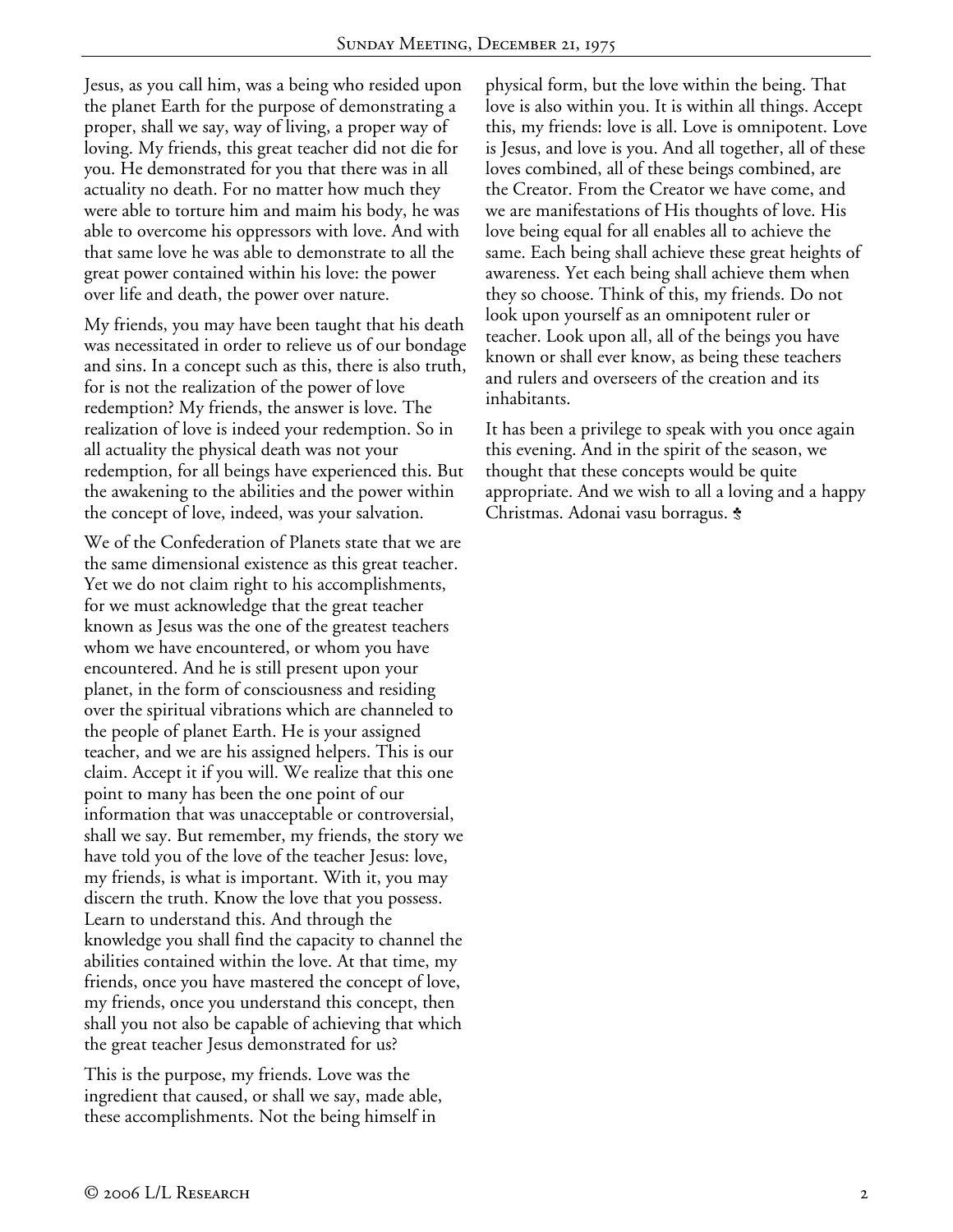Jesus, as you call him, was a being who resided upon the planet Earth for the purpose of demonstrating a proper, shall we say, way of living, a proper way of loving. My friends, this great teacher did not die for you. He demonstrated for you that there was in all actuality no death. For no matter how much they were able to torture him and maim his body, he was able to overcome his oppressors with love. And with that same love he was able to demonstrate to all the great power contained within his love: the power over life and death, the power over nature.

My friends, you may have been taught that his death was necessitated in order to relieve us of our bondage and sins. In a concept such as this, there is also truth, for is not the realization of the power of love redemption? My friends, the answer is love. The realization of love is indeed your redemption. So in all actuality the physical death was not your redemption, for all beings have experienced this. But the awakening to the abilities and the power within the concept of love, indeed, was your salvation.

We of the Confederation of Planets state that we are the same dimensional existence as this great teacher. Yet we do not claim right to his accomplishments, for we must acknowledge that the great teacher known as Jesus was the one of the greatest teachers whom we have encountered, or whom you have encountered. And he is still present upon your planet, in the form of consciousness and residing over the spiritual vibrations which are channeled to the people of planet Earth. He is your assigned teacher, and we are his assigned helpers. This is our claim. Accept it if you will. We realize that this one point to many has been the one point of our information that was unacceptable or controversial, shall we say. But remember, my friends, the story we have told you of the love of the teacher Jesus: love, my friends, is what is important. With it, you may discern the truth. Know the love that you possess. Learn to understand this. And through the knowledge you shall find the capacity to channel the abilities contained within the love. At that time, my friends, once you have mastered the concept of love, my friends, once you understand this concept, then shall you not also be capable of achieving that which the great teacher Jesus demonstrated for us?

This is the purpose, my friends. Love was the ingredient that caused, or shall we say, made able, these accomplishments. Not the being himself in physical form, but the love within the being. That love is also within you. It is within all things. Accept this, my friends: love is all. Love is omnipotent. Love is Jesus, and love is you. And all together, all of these loves combined, all of these beings combined, are the Creator. From the Creator we have come, and we are manifestations of His thoughts of love. His love being equal for all enables all to achieve the same. Each being shall achieve these great heights of awareness. Yet each being shall achieve them when they so choose. Think of this, my friends. Do not look upon yourself as an omnipotent ruler or teacher. Look upon all, all of the beings you have known or shall ever know, as being these teachers and rulers and overseers of the creation and its inhabitants.

It has been a privilege to speak with you once again this evening. And in the spirit of the season, we thought that these concepts would be quite appropriate. And we wish to all a loving and a happy Christmas. Adonai vasu borragus.